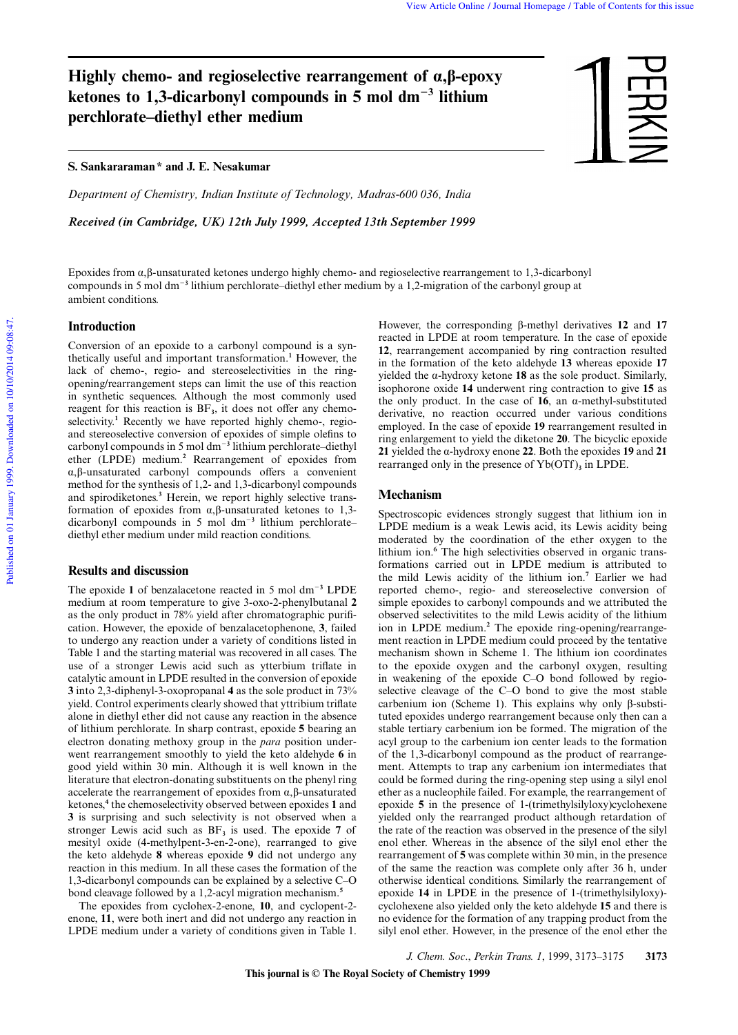# Highly chemo- and regioselective rearrangement of α,β-epoxy ketones to 1,3-dicarbonyl compounds in 5 mol dm$^{-3}$ lithium perchlorate–diethyl ether medium

**S. Sankararaman \* and J. E. Nesakumar**

*Department of Chemistry, Indian Institute of Technology, Madras-600 036, India*

***Received (in Cambridge, UK) 12th July 1999, Accepted 13th September 1999***

Epoxides from α,β-unsaturated ketones undergo highly chemo- and regioselective rearrangement to 1,3-dicarbonyl compounds in 5 mol dm$^{-3}$ lithium perchlorate–diethyl ether medium by a 1,2-migration of the carbonyl group at ambient conditions.

## Introduction

Conversion of an epoxide to a carbonyl compound is a synthetically useful and important transformation.[1] However, the lack of chemo-, regio- and stereoselectivities in the ring-opening/rearrangement steps can limit the use of this reaction in synthetic sequences. Although the most commonly used reagent for this reaction is $BF_3$, it does not offer any chemoselectivity.[1] Recently we have reported highly chemo-, regio- and stereoselective conversion of epoxides of simple olefins to carbonyl compounds in 5 mol dm$^{-3}$ lithium perchlorate–diethyl ether (LPDE) medium.[2] Rearrangement of epoxides from α,β-unsaturated carbonyl compounds offers a convenient method for the synthesis of 1,2- and 1,3-dicarbonyl compounds and spirodiketones.[3] Herein, we report highly selective transformation of epoxides from α,β-unsaturated ketones to 1,3-dicarbonyl compounds in 5 mol dm$^{-3}$ lithium perchlorate–diethyl ether medium under mild reaction conditions.

## Results and discussion

The epoxide **1** of benzalacetone reacted in 5 mol dm$^{-3}$ LPDE medium at room temperature to give 3-oxo-2-phenylbutanal **2** as the only product in 78% yield after chromatographic purification. However, the epoxide of benzalacetophenone, **3**, failed to undergo any reaction under a variety of conditions listed in Table 1 and the starting material was recovered in all cases. The use of a stronger Lewis acid such as ytterbium triflate in catalytic amount in LPDE resulted in the conversion of epoxide **3** into 2,3-diphenyl-3-oxopropanal **4** as the sole product in 73% yield. Control experiments clearly showed that yttribium triflate alone in diethyl ether did not cause any reaction in the absence of lithium perchlorate. In sharp contrast, epoxide **5** bearing an electron donating methoxy group in the *para* position underwent rearrangement smoothly to yield the keto aldehyde **6** in good yield within 30 min. Although it is well known in the literature that electron-donating substituents on the phenyl ring accelerate the rearrangement of epoxides from α,β-unsaturated ketones,[4] the chemoselectivity observed between epoxides **1** and **3** is surprising and such selectivity is not observed when a stronger Lewis acid such as $BF_3$ is used. The epoxide **7** of mesityl oxide (4-methylpent-3-en-2-one), rearranged to give the keto aldehyde **8** whereas epoxide **9** did not undergo any reaction in this medium. In all these cases the formation of the 1,3-dicarbonyl compounds can be explained by a selective C–O bond cleavage followed by a 1,2-acyl migration mechanism.[5]

The epoxides from cyclohex-2-enone, **10**, and cyclopent-2-enone, **11**, were both inert and did not undergo any reaction in LPDE medium under a variety of conditions given in Table 1. However, the corresponding β-methyl derivatives **12** and **17** reacted in LPDE at room temperature. In the case of epoxide **12**, rearrangement accompanied by ring contraction resulted in the formation of the keto aldehyde **13** whereas epoxide **17** yielded the α-hydroxy ketone **18** as the sole product. Similarly, isophorone oxide **14** underwent ring contraction to give **15** as the only product. In the case of **16**, an α-methyl-substituted derivative, no reaction occurred under various conditions employed. In the case of epoxide **19** rearrangement resulted in ring enlargement to yield the diketone **20**. The bicyclic epoxide **21** yielded the α-hydroxy enone **22**. Both the epoxides **19** and **21** rearranged only in the presence of $Yb(OTf)_3$ in LPDE.

## Mechanism

Spectroscopic evidences strongly suggest that lithium ion in LPDE medium is a weak Lewis acid, its Lewis acidity being moderated by the coordination of the ether oxygen to the lithium ion.[6] The high selectivities observed in organic transformations carried out in LPDE medium is attributed to the mild Lewis acidity of the lithium ion.[7] Earlier we had reported chemo-, regio- and stereoselective conversion of simple epoxides to carbonyl compounds and we attributed the observed selectivitites to the mild Lewis acidity of the lithium ion in LPDE medium.[2] The epoxide ring-opening/rearrangement reaction in LPDE medium could proceed by the tentative mechanism shown in Scheme 1. The lithium ion coordinates to the epoxide oxygen and the carbonyl oxygen, resulting in weakening of the epoxide C–O bond followed by regioselective cleavage of the C–O bond to give the most stable carbenium ion (Scheme 1). This explains why only β-substituted epoxides undergo rearrangement because only then can a stable tertiary carbenium ion be formed. The migration of the acyl group to the carbenium ion center leads to the formation of the 1,3-dicarbonyl compound as the product of rearrangement. Attempts to trap any carbenium ion intermediates that could be formed during the ring-opening step using a silyl enol ether as a nucleophile failed. For example, the rearrangement of epoxide **5** in the presence of 1-(trimethylsilyloxy)cyclohexene yielded only the rearranged product although retardation of the rate of the reaction was observed in the presence of the silyl enol ether. Whereas in the absence of the silyl enol ether the rearrangement of **5** was complete within 30 min, in the presence of the same the reaction was complete only after 36 h, under otherwise identical conditions. Similarly the rearrangement of epoxide **14** in the presence of 1-(trimethylsilyloxy)-cyclohexene also yielded only the keto aldehyde **15** and there is no evidence for the formation of any trapping product from the silyl enol ether. However, in the presence of the enol ether the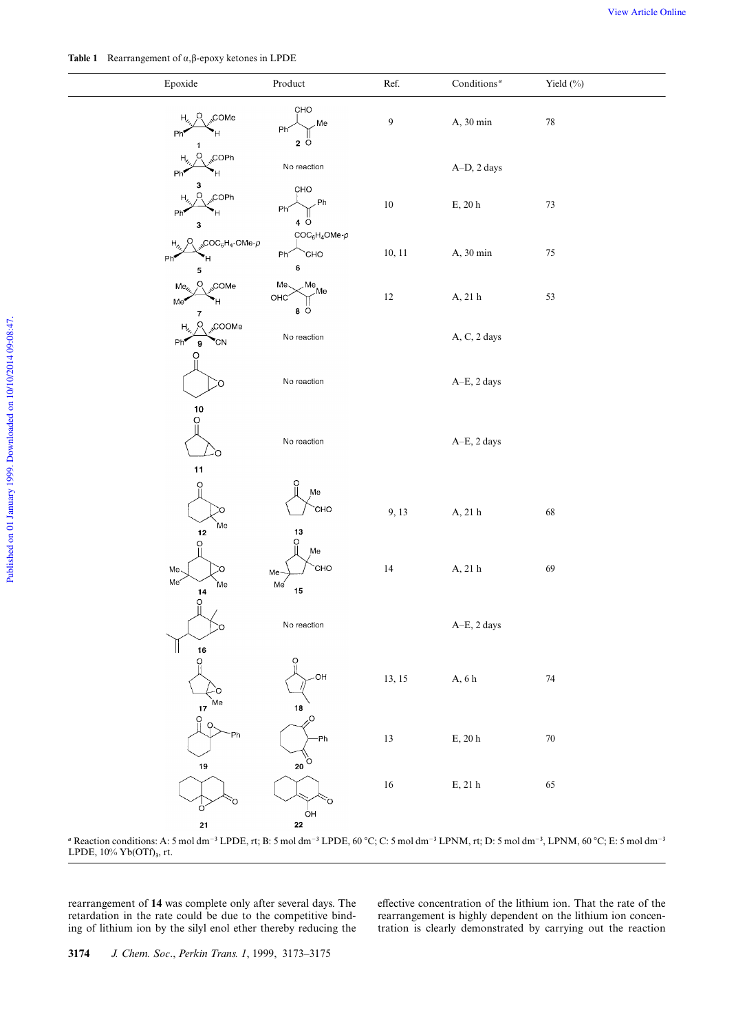**Table 1** Rearrangement of α,β-epoxy ketones in LPDE

| Epoxide | Product | Ref. | Conditions[a] | Yield (%) |
|---|---|---|---|---|
| 1 | 2 | 9 | A, 30 min | 78 |
| 3 | No reaction | | A–D, 2 days | |
| 3 | 4 | 10 | E, 20 h | 73 |
| 5 | 6 | 10, 11 | A, 30 min | 75 |
| 7 | 8 | 12 | A, 21 h | 53 |
| 9 | No reaction | | A, C, 2 days | |
| 10 | No reaction | | A–E, 2 days | |
| 11 | No reaction | | A–E, 2 days | |
| 12 | 13 | 9, 13 | A, 21 h | 68 |
| 14 | 15 | 14 | A, 21 h | 69 |
| 16 | No reaction | | A–E, 2 days | |
| 17 | 18 | 13, 15 | A, 6 h | 74 |
| 19 | 20 | 13 | E, 20 h | 70 |
| 21 | 22 | 16 | E, 21 h | 65 |

[a] Reaction conditions: A: 5 mol dm$^{-3}$ LPDE, rt; B: 5 mol dm$^{-3}$ LPDE, 60 °C; C: 5 mol dm$^{-3}$ LPNM, rt; D: 5 mol dm$^{-3}$, LPNM, 60 °C; E: 5 mol dm$^{-3}$ LPDE, 10% Yb(OTf)$_3$, rt.

rearrangement of **14** was complete only after several days. The retardation in the rate could be due to the competitive binding of lithium ion by the silyl enol ether thereby reducing the effective concentration of the lithium ion. That the rate of the rearrangement is highly dependent on the lithium ion concentration is clearly demonstrated by carrying out the reaction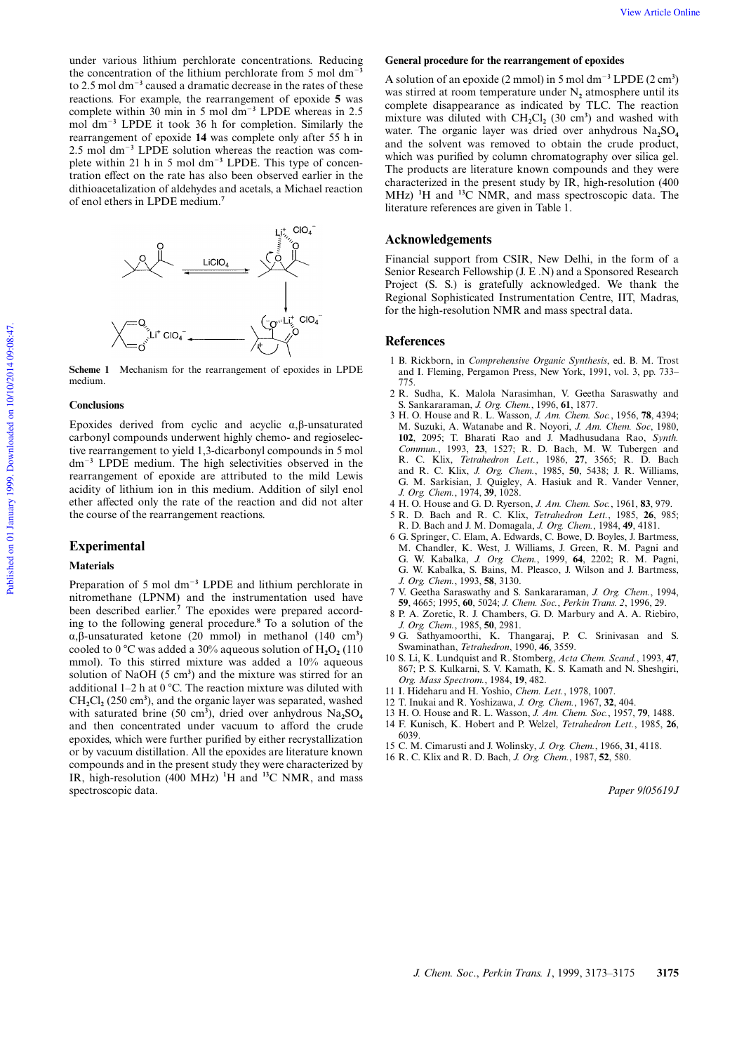under various lithium perchlorate concentrations. Reducing the concentration of the lithium perchlorate from 5 mol dm$^{-3}$ to 2.5 mol dm$^{-3}$ caused a dramatic decrease in the rates of these reactions. For example, the rearrangement of epoxide **5** was complete within 30 min in 5 mol dm$^{-3}$ LPDE whereas in 2.5 mol dm$^{-3}$ LPDE it took 36 h for completion. Similarly the rearrangement of epoxide **14** was complete only after 55 h in 2.5 mol dm$^{-3}$ LPDE solution whereas the reaction was complete within 21 h in 5 mol dm$^{-3}$ LPDE. This type of concentration effect on the rate has also been observed earlier in the dithioacetalization of aldehydes and acetals, a Michael reaction of enol ethers in LPDE medium.[7]

**Scheme 1** Mechanism for the rearrangement of epoxides in LPDE medium.

### Conclusions

Epoxides derived from cyclic and acyclic α,β-unsaturated carbonyl compounds underwent highly chemo- and regioselective rearrangement to yield 1,3-dicarbonyl compounds in 5 mol dm$^{-3}$ LPDE medium. The high selectivities observed in the rearrangement of epoxide are attributed to the mild Lewis acidity of lithium ion in this medium. Addition of silyl enol ether affected only the rate of the reaction and did not alter the course of the rearrangement reactions.

## Experimental

### Materials

Preparation of 5 mol dm$^{-3}$ LPDE and lithium perchlorate in nitromethane (LPNM) and the instrumentation used have been described earlier.[7] The epoxides were prepared according to the following general procedure.[8] To a solution of the α,β-unsaturated ketone (20 mmol) in methanol (140 cm$^3$) cooled to 0 °C was added a 30% aqueous solution of $H_2O_2$ (110 mmol). To this stirred mixture was added a 10% aqueous solution of NaOH (5 cm$^3$) and the mixture was stirred for an additional 1–2 h at 0 °C. The reaction mixture was diluted with $CH_2Cl_2$ (250 cm$^3$), and the organic layer was separated, washed with saturated brine (50 cm$^3$), dried over anhydrous $Na_2SO_4$ and then concentrated under vacuum to afford the crude epoxides, which were further purified by either recrystallization or by vacuum distillation. All the epoxides are literature known compounds and in the present study they were characterized by IR, high-resolution (400 MHz) $^1$H and $^{13}$C NMR, and mass spectroscopic data.

### General procedure for the rearrangement of epoxides

A solution of an epoxide (2 mmol) in 5 mol dm$^{-3}$ LPDE (2 cm$^3$) was stirred at room temperature under $N_2$ atmosphere until its complete disappearance as indicated by TLC. The reaction mixture was diluted with $CH_2Cl_2$ (30 cm$^3$) and washed with water. The organic layer was dried over anhydrous $Na_2SO_4$ and the solvent was removed to obtain the crude product, which was purified by column chromatography over silica gel. The products are literature known compounds and they were characterized in the present study by IR, high-resolution (400 MHz) $^1$H and $^{13}$C NMR, and mass spectroscopic data. The literature references are given in Table 1.

## Acknowledgements

Financial support from CSIR, New Delhi, in the form of a Senior Research Fellowship (J. E .N) and a Sponsored Research Project (S. S.) is gratefully acknowledged. We thank the Regional Sophisticated Instrumentation Centre, IIT, Madras, for the high-resolution NMR and mass spectral data.

## References

1. B. Rickborn, in *Comprehensive Organic Synthesis*, ed. B. M. Trost and I. Fleming, Pergamon Press, New York, 1991, vol. 3, pp. 733–775.
2. R. Sudha, K. Malola Narasimhan, V. Geetha Saraswathy and S. Sankararaman, *J. Org. Chem.*, 1996, **61**, 1877.
3. H. O. House and R. L. Wasson, *J. Am. Chem. Soc.*, 1956, **78**, 4394; M. Suzuki, A. Watanabe and R. Noyori, *J. Am. Chem. Soc*, 1980, **102**, 2095; T. Bharati Rao and J. Madhusudana Rao, *Synth. Commun.*, 1993, **23**, 1527; R. D. Bach, M. W. Tubergen and R. C. Klix, *Tetrahedron Lett.*, 1986, **27**, 3565; R. D. Bach and R. C. Klix, *J. Org. Chem.*, 1985, **50**, 5438; J. R. Williams, G. M. Sarkisian, J. Quigley, A. Hasiuk and R. Vander Venner, *J. Org. Chem.*, 1974, **39**, 1028.
4. H. O. House and G. D. Ryerson, *J. Am. Chem. Soc.*, 1961, **83**, 979.
5. R. D. Bach and R. C. Klix, *Tetrahedron Lett.*, 1985, **26**, 985; R. D. Bach and J. M. Domagala, *J. Org. Chem.*, 1984, **49**, 4181.
6. G. Springer, C. Elam, A. Edwards, C. Bowe, D. Boyles, J. Bartmess, M. Chandler, K. West, J. Williams, J. Green, R. M. Pagni and G. W. Kabalka, *J. Org. Chem.*, 1999, **64**, 2202; R. M. Pagni, G. W. Kabalka, S. Bains, M. Pleasco, J. Wilson and J. Bartmess, *J. Org. Chem.*, 1993, **58**, 3130.
7. V. Geetha Saraswathy and S. Sankararaman, *J. Org. Chem.*, 1994, **59**, 4665; 1995, **60**, 5024; *J. Chem. Soc., Perkin Trans. 2*, 1996, 29.
8. P. A. Zoretic, R. J. Chambers, G. D. Marbury and A. A. Riebiro, *J. Org. Chem.*, 1985, **50**, 2981.
9. G. Sathyamoorthi, K. Thangaraj, P. C. Srinivasan and S. Swaminathan, *Tetrahedron*, 1990, **46**, 3559.
10. S. Li, K. Lundquist and R. Stomberg, *Acta Chem. Scand.*, 1993, **47**, 867; P. S. Kulkarni, S. V. Kamath, K. S. Kamath and N. Sheshgiri, *Org. Mass Spectrom.*, 1984, **19**, 482.
11. I. Hideharu and H. Yoshio, *Chem. Lett.*, 1978, 1007.
12. T. Inukai and R. Yoshizawa, *J. Org. Chem.*, 1967, **32**, 404.
13. H. O. House and R. L. Wasson, *J. Am. Chem. Soc.*, 1957, **79**, 1488.
14. F. Kunisch, K. Hobert and P. Welzel, *Tetrahedron Lett.*, 1985, **26**, 6039.
15. C. M. Cimarusti and J. Wolinsky, *J. Org. Chem.*, 1966, **31**, 4118.
16. R. C. Klix and R. D. Bach, *J. Org. Chem.*, 1987, **52**, 580.

*Paper 9/05619J*